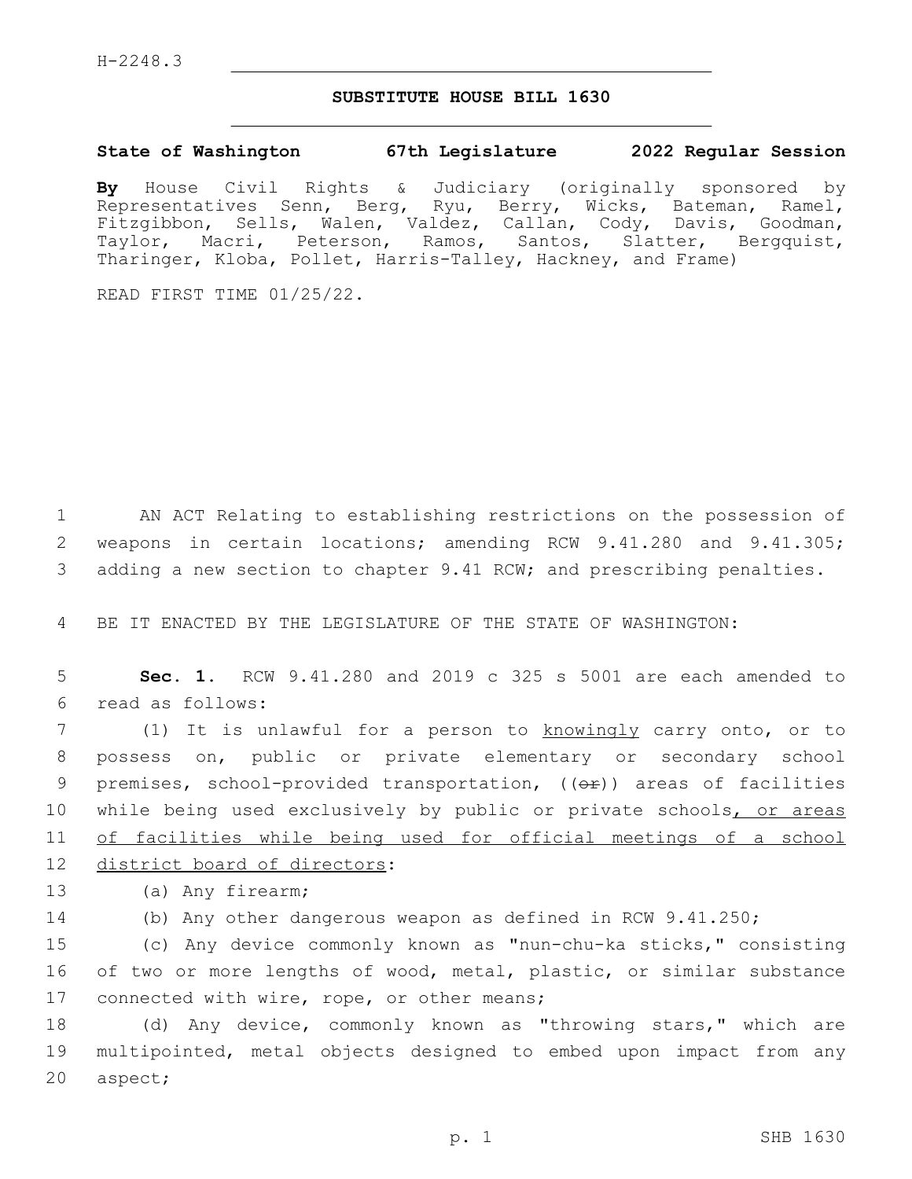H-2248.3

# SUBSTITUTE HOUSE BILL 1630

**State of Washington 67th Legislature 2022 Regular Session**

**By** House Civil Rights & Judiciary (originally sponsored by Representatives Senn, Berg, Ryu, Berry, Wicks, Bateman, Ramel, Fitzgibbon, Sells, Walen, Valdez, Callan, Cody, Davis, Goodman, Taylor, Macri, Peterson, Ramos, Santos, Slatter, Bergquist, Tharinger, Kloba, Pollet, Harris-Talley, Hackney, and Frame)

READ FIRST TIME 01/25/22.

1 AN ACT Relating to establishing restrictions on the possession of
2 weapons in certain locations; amending RCW 9.41.280 and 9.41.305;
3 adding a new section to chapter 9.41 RCW; and prescribing penalties.

4 BE IT ENACTED BY THE LEGISLATURE OF THE STATE OF WASHINGTON:

5 **Sec. 1.** RCW 9.41.280 and 2019 c 325 s 5001 are each amended to
6 read as follows:

7 (1) It is unlawful for a person to <u>knowingly</u> carry onto, or to
8 possess on, public or private elementary or secondary school
9 premises, school-provided transportation, ((~~or~~)) areas of facilities
10 while being used exclusively by public or private schools<u>, or areas</u>
11 <u>of facilities while being used for official meetings of a school</u>
12 <u>district board of directors</u>:

13 (a) Any firearm;

14 (b) Any other dangerous weapon as defined in RCW 9.41.250;

15 (c) Any device commonly known as "nun-chu-ka sticks," consisting
16 of two or more lengths of wood, metal, plastic, or similar substance
17 connected with wire, rope, or other means;

18 (d) Any device, commonly known as "throwing stars," which are
19 multipointed, metal objects designed to embed upon impact from any
20 aspect;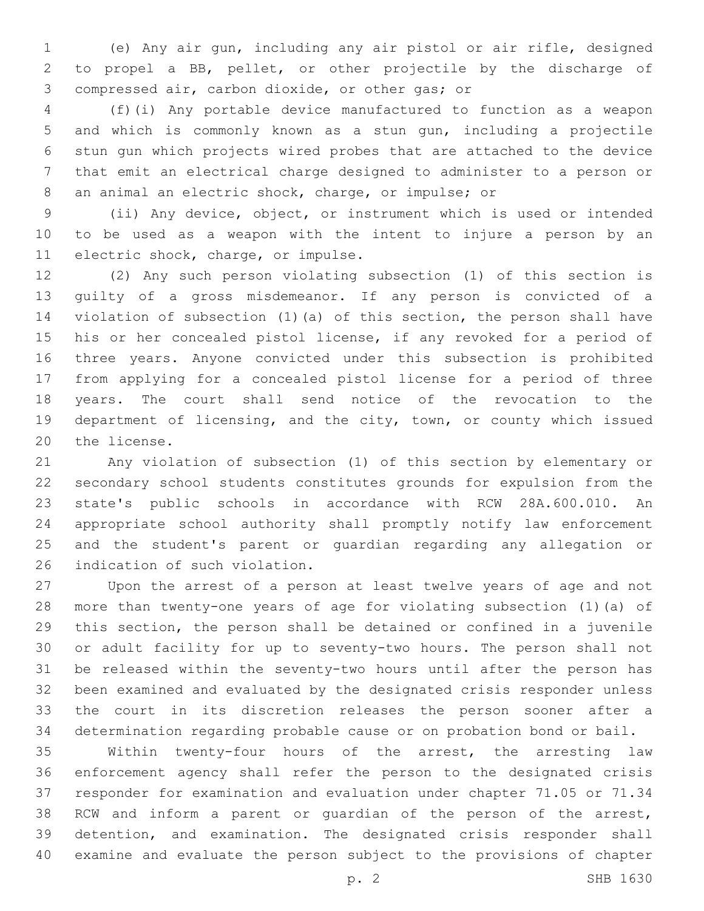(e) Any air gun, including any air pistol or air rifle, designed to propel a BB, pellet, or other projectile by the discharge of compressed air, carbon dioxide, or other gas; or

(f)(i) Any portable device manufactured to function as a weapon and which is commonly known as a stun gun, including a projectile stun gun which projects wired probes that are attached to the device that emit an electrical charge designed to administer to a person or an animal an electric shock, charge, or impulse; or

(ii) Any device, object, or instrument which is used or intended to be used as a weapon with the intent to injure a person by an electric shock, charge, or impulse.

(2) Any such person violating subsection (1) of this section is guilty of a gross misdemeanor. If any person is convicted of a violation of subsection (1)(a) of this section, the person shall have his or her concealed pistol license, if any revoked for a period of three years. Anyone convicted under this subsection is prohibited from applying for a concealed pistol license for a period of three years. The court shall send notice of the revocation to the department of licensing, and the city, town, or county which issued the license.

Any violation of subsection (1) of this section by elementary or secondary school students constitutes grounds for expulsion from the state's public schools in accordance with RCW 28A.600.010. An appropriate school authority shall promptly notify law enforcement and the student's parent or guardian regarding any allegation or indication of such violation.

Upon the arrest of a person at least twelve years of age and not more than twenty-one years of age for violating subsection (1)(a) of this section, the person shall be detained or confined in a juvenile or adult facility for up to seventy-two hours. The person shall not be released within the seventy-two hours until after the person has been examined and evaluated by the designated crisis responder unless the court in its discretion releases the person sooner after a determination regarding probable cause or on probation bond or bail.

Within twenty-four hours of the arrest, the arresting law enforcement agency shall refer the person to the designated crisis responder for examination and evaluation under chapter 71.05 or 71.34 RCW and inform a parent or guardian of the person of the arrest, detention, and examination. The designated crisis responder shall examine and evaluate the person subject to the provisions of chapter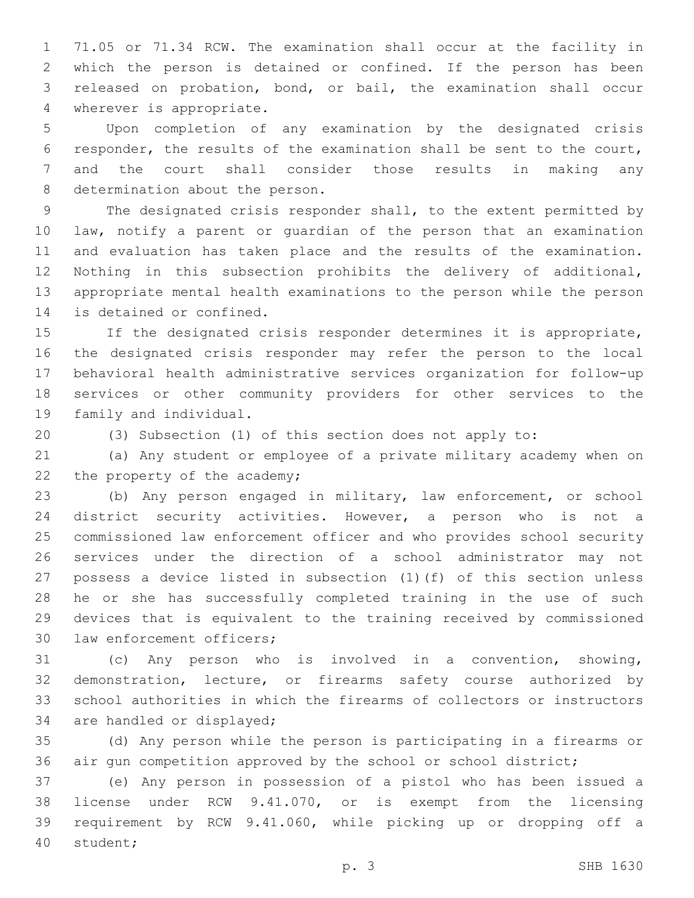71.05 or 71.34 RCW. The examination shall occur at the facility in which the person is detained or confined. If the person has been released on probation, bond, or bail, the examination shall occur wherever is appropriate.

Upon completion of any examination by the designated crisis responder, the results of the examination shall be sent to the court, and the court shall consider those results in making any determination about the person.

The designated crisis responder shall, to the extent permitted by law, notify a parent or guardian of the person that an examination and evaluation has taken place and the results of the examination. Nothing in this subsection prohibits the delivery of additional, appropriate mental health examinations to the person while the person is detained or confined.

If the designated crisis responder determines it is appropriate, the designated crisis responder may refer the person to the local behavioral health administrative services organization for follow-up services or other community providers for other services to the family and individual.

(3) Subsection (1) of this section does not apply to:

(a) Any student or employee of a private military academy when on the property of the academy;

(b) Any person engaged in military, law enforcement, or school district security activities. However, a person who is not a commissioned law enforcement officer and who provides school security services under the direction of a school administrator may not possess a device listed in subsection (1)(f) of this section unless he or she has successfully completed training in the use of such devices that is equivalent to the training received by commissioned law enforcement officers;

(c) Any person who is involved in a convention, showing, demonstration, lecture, or firearms safety course authorized by school authorities in which the firearms of collectors or instructors are handled or displayed;

(d) Any person while the person is participating in a firearms or air gun competition approved by the school or school district;

(e) Any person in possession of a pistol who has been issued a license under RCW 9.41.070, or is exempt from the licensing requirement by RCW 9.41.060, while picking up or dropping off a student;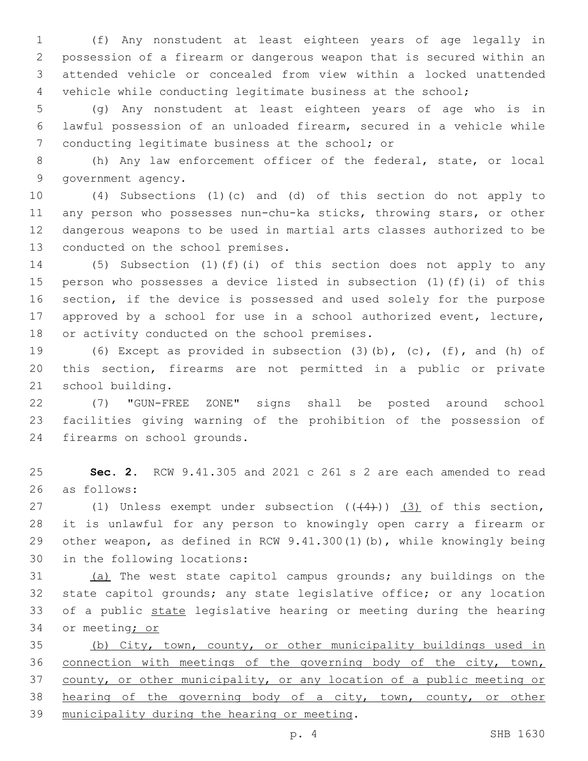(f) Any nonstudent at least eighteen years of age legally in possession of a firearm or dangerous weapon that is secured within an attended vehicle or concealed from view within a locked unattended vehicle while conducting legitimate business at the school;

(g) Any nonstudent at least eighteen years of age who is in lawful possession of an unloaded firearm, secured in a vehicle while conducting legitimate business at the school; or

(h) Any law enforcement officer of the federal, state, or local government agency.

(4) Subsections (1)(c) and (d) of this section do not apply to any person who possesses nun-chu-ka sticks, throwing stars, or other dangerous weapons to be used in martial arts classes authorized to be conducted on the school premises.

(5) Subsection (1)(f)(i) of this section does not apply to any person who possesses a device listed in subsection (1)(f)(i) of this section, if the device is possessed and used solely for the purpose approved by a school for use in a school authorized event, lecture, or activity conducted on the school premises.

(6) Except as provided in subsection (3)(b), (c), (f), and (h) of this section, firearms are not permitted in a public or private school building.

(7) "GUN-FREE ZONE" signs shall be posted around school facilities giving warning of the prohibition of the possession of firearms on school grounds.

**Sec. 2.** RCW 9.41.305 and 2021 c 261 s 2 are each amended to read as follows:

(1) Unless exempt under subsection ((~~(4)~~)) <u>(3)</u> of this section, it is unlawful for any person to knowingly open carry a firearm or other weapon, as defined in RCW 9.41.300(1)(b), while knowingly being in the following locations:

<u>(a)</u> The west state capitol campus grounds; any buildings on the state capitol grounds; any state legislative office; or any location of a public <u>state</u> legislative hearing or meeting during the hearing or meeting<u>; or</u>

<u>(b) City, town, county, or other municipality buildings used in connection with meetings of the governing body of the city, town, county, or other municipality, or any location of a public meeting or hearing of the governing body of a city, town, county, or other municipality during the hearing or meeting</u>.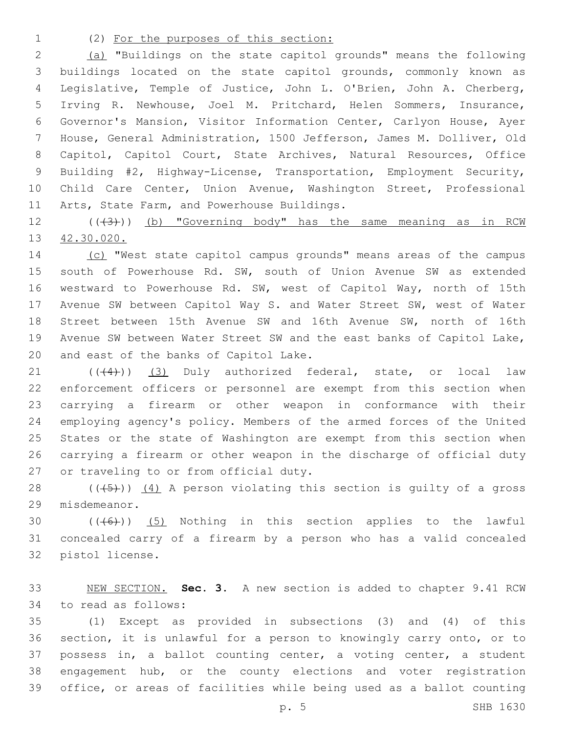(2) For the purposes of this section:

(a) "Buildings on the state capitol grounds" means the following buildings located on the state capitol grounds, commonly known as Legislative, Temple of Justice, John L. O'Brien, John A. Cherberg, Irving R. Newhouse, Joel M. Pritchard, Helen Sommers, Insurance, Governor's Mansion, Visitor Information Center, Carlyon House, Ayer House, General Administration, 1500 Jefferson, James M. Dolliver, Old Capitol, Capitol Court, State Archives, Natural Resources, Office Building #2, Highway-License, Transportation, Employment Security, Child Care Center, Union Avenue, Washington Street, Professional Arts, State Farm, and Powerhouse Buildings.

((~~(3)~~)) (b) "Governing body" has the same meaning as in RCW 42.30.020.

(c) "West state capitol campus grounds" means areas of the campus south of Powerhouse Rd. SW, south of Union Avenue SW as extended westward to Powerhouse Rd. SW, west of Capitol Way, north of 15th Avenue SW between Capitol Way S. and Water Street SW, west of Water Street between 15th Avenue SW and 16th Avenue SW, north of 16th Avenue SW between Water Street SW and the east banks of Capitol Lake, and east of the banks of Capitol Lake.

((~~(4)~~)) (3) Duly authorized federal, state, or local law enforcement officers or personnel are exempt from this section when carrying a firearm or other weapon in conformance with their employing agency's policy. Members of the armed forces of the United States or the state of Washington are exempt from this section when carrying a firearm or other weapon in the discharge of official duty or traveling to or from official duty.

((~~(5)~~)) (4) A person violating this section is guilty of a gross misdemeanor.

((~~(6)~~)) (5) Nothing in this section applies to the lawful concealed carry of a firearm by a person who has a valid concealed pistol license.

NEW SECTION. **Sec. 3.** A new section is added to chapter 9.41 RCW to read as follows:

(1) Except as provided in subsections (3) and (4) of this section, it is unlawful for a person to knowingly carry onto, or to possess in, a ballot counting center, a voting center, a student engagement hub, or the county elections and voter registration office, or areas of facilities while being used as a ballot counting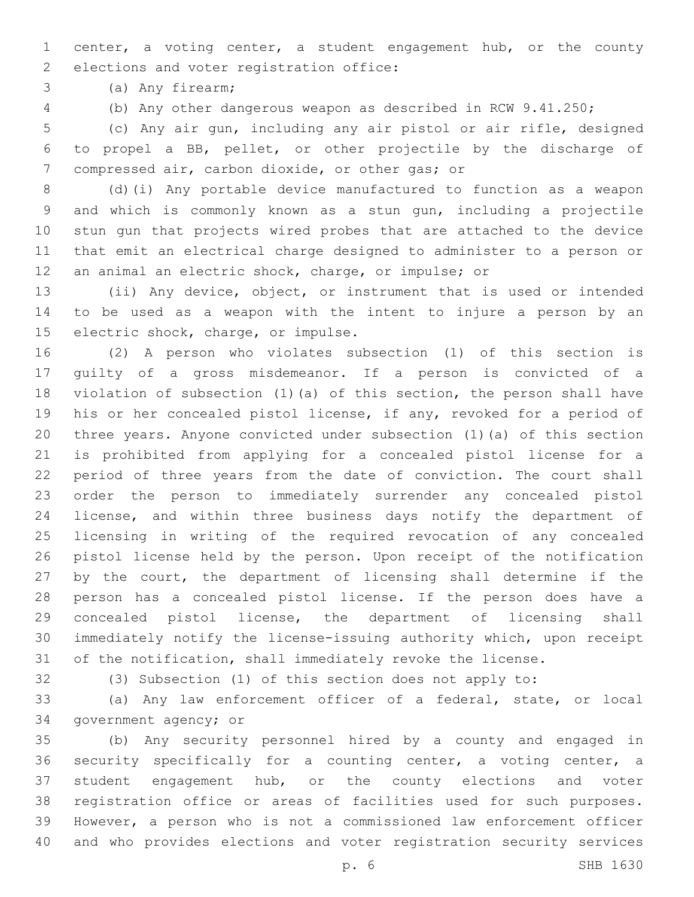center, a voting center, a student engagement hub, or the county elections and voter registration office:

(a) Any firearm;

(b) Any other dangerous weapon as described in RCW 9.41.250;

(c) Any air gun, including any air pistol or air rifle, designed to propel a BB, pellet, or other projectile by the discharge of compressed air, carbon dioxide, or other gas; or

(d)(i) Any portable device manufactured to function as a weapon and which is commonly known as a stun gun, including a projectile stun gun that projects wired probes that are attached to the device that emit an electrical charge designed to administer to a person or an animal an electric shock, charge, or impulse; or

(ii) Any device, object, or instrument that is used or intended to be used as a weapon with the intent to injure a person by an electric shock, charge, or impulse.

(2) A person who violates subsection (1) of this section is guilty of a gross misdemeanor. If a person is convicted of a violation of subsection (1)(a) of this section, the person shall have his or her concealed pistol license, if any, revoked for a period of three years. Anyone convicted under subsection (1)(a) of this section is prohibited from applying for a concealed pistol license for a period of three years from the date of conviction. The court shall order the person to immediately surrender any concealed pistol license, and within three business days notify the department of licensing in writing of the required revocation of any concealed pistol license held by the person. Upon receipt of the notification by the court, the department of licensing shall determine if the person has a concealed pistol license. If the person does have a concealed pistol license, the department of licensing shall immediately notify the license-issuing authority which, upon receipt of the notification, shall immediately revoke the license.

(3) Subsection (1) of this section does not apply to:

(a) Any law enforcement officer of a federal, state, or local government agency; or

(b) Any security personnel hired by a county and engaged in security specifically for a counting center, a voting center, a student engagement hub, or the county elections and voter registration office or areas of facilities used for such purposes. However, a person who is not a commissioned law enforcement officer and who provides elections and voter registration security services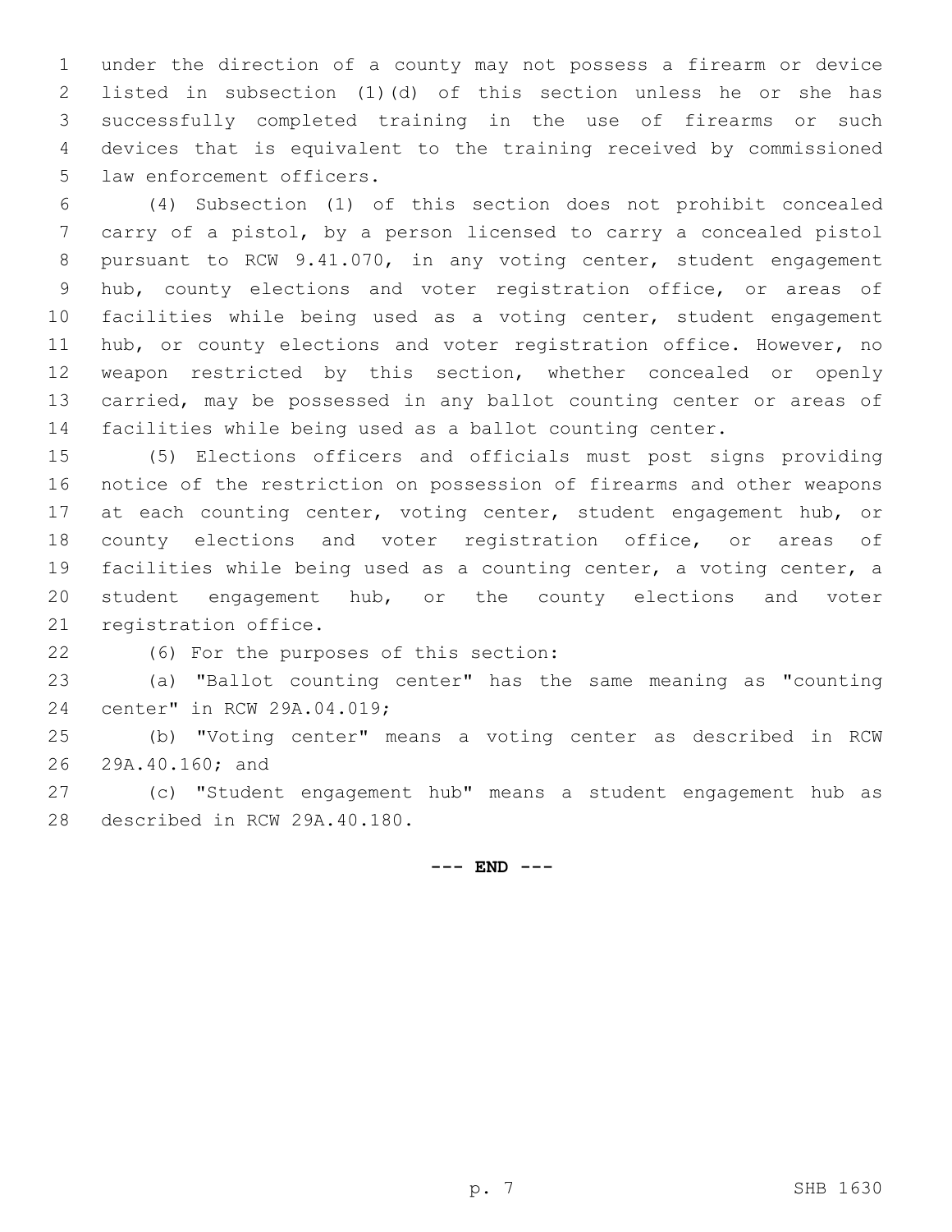under the direction of a county may not possess a firearm or device listed in subsection (1)(d) of this section unless he or she has successfully completed training in the use of firearms or such devices that is equivalent to the training received by commissioned law enforcement officers.

(4) Subsection (1) of this section does not prohibit concealed carry of a pistol, by a person licensed to carry a concealed pistol pursuant to RCW 9.41.070, in any voting center, student engagement hub, county elections and voter registration office, or areas of facilities while being used as a voting center, student engagement hub, or county elections and voter registration office. However, no weapon restricted by this section, whether concealed or openly carried, may be possessed in any ballot counting center or areas of facilities while being used as a ballot counting center.

(5) Elections officers and officials must post signs providing notice of the restriction on possession of firearms and other weapons at each counting center, voting center, student engagement hub, or county elections and voter registration office, or areas of facilities while being used as a counting center, a voting center, a student engagement hub, or the county elections and voter registration office.

(6) For the purposes of this section:

(a) "Ballot counting center" has the same meaning as "counting center" in RCW 29A.04.019;

(b) "Voting center" means a voting center as described in RCW 29A.40.160; and

(c) "Student engagement hub" means a student engagement hub as described in RCW 29A.40.180.

**--- END ---**